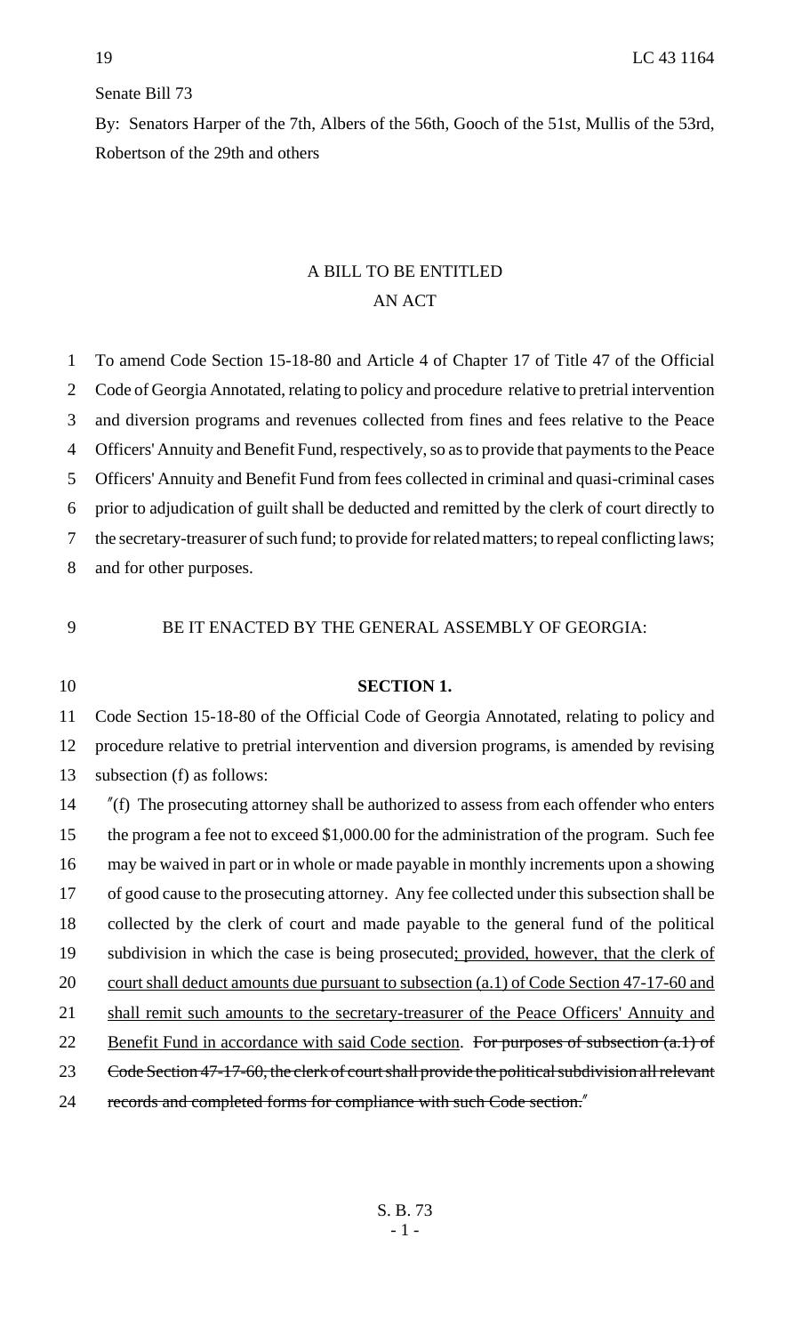Senate Bill 73

By: Senators Harper of the 7th, Albers of the 56th, Gooch of the 51st, Mullis of the 53rd, Robertson of the 29th and others

# A BILL TO BE ENTITLED
# AN ACT

To amend Code Section 15-18-80 and Article 4 of Chapter 17 of Title 47 of the Official Code of Georgia Annotated, relating to policy and procedure relative to pretrial intervention and diversion programs and revenues collected from fines and fees relative to the Peace Officers' Annuity and Benefit Fund, respectively, so as to provide that payments to the Peace Officers' Annuity and Benefit Fund from fees collected in criminal and quasi-criminal cases prior to adjudication of guilt shall be deducted and remitted by the clerk of court directly to the secretary-treasurer of such fund; to provide for related matters; to repeal conflicting laws; and for other purposes.

BE IT ENACTED BY THE GENERAL ASSEMBLY OF GEORGIA:

**SECTION 1.**

Code Section 15-18-80 of the Official Code of Georgia Annotated, relating to policy and procedure relative to pretrial intervention and diversion programs, is amended by revising subsection (f) as follows:

"(f) The prosecuting attorney shall be authorized to assess from each offender who enters the program a fee not to exceed $1,000.00 for the administration of the program. Such fee may be waived in part or in whole or made payable in monthly increments upon a showing of good cause to the prosecuting attorney. Any fee collected under this subsection shall be collected by the clerk of court and made payable to the general fund of the political subdivision in which the case is being prosecuted<u>; provided, however, that the clerk of court shall deduct amounts due pursuant to subsection (a.1) of Code Section 47-17-60 and shall remit such amounts to the secretary-treasurer of the Peace Officers' Annuity and Benefit Fund in accordance with said Code section</u>. ~~For purposes of subsection (a.1) of Code Section 47-17-60, the clerk of court shall provide the political subdivision all relevant records and completed forms for compliance with such Code section.~~"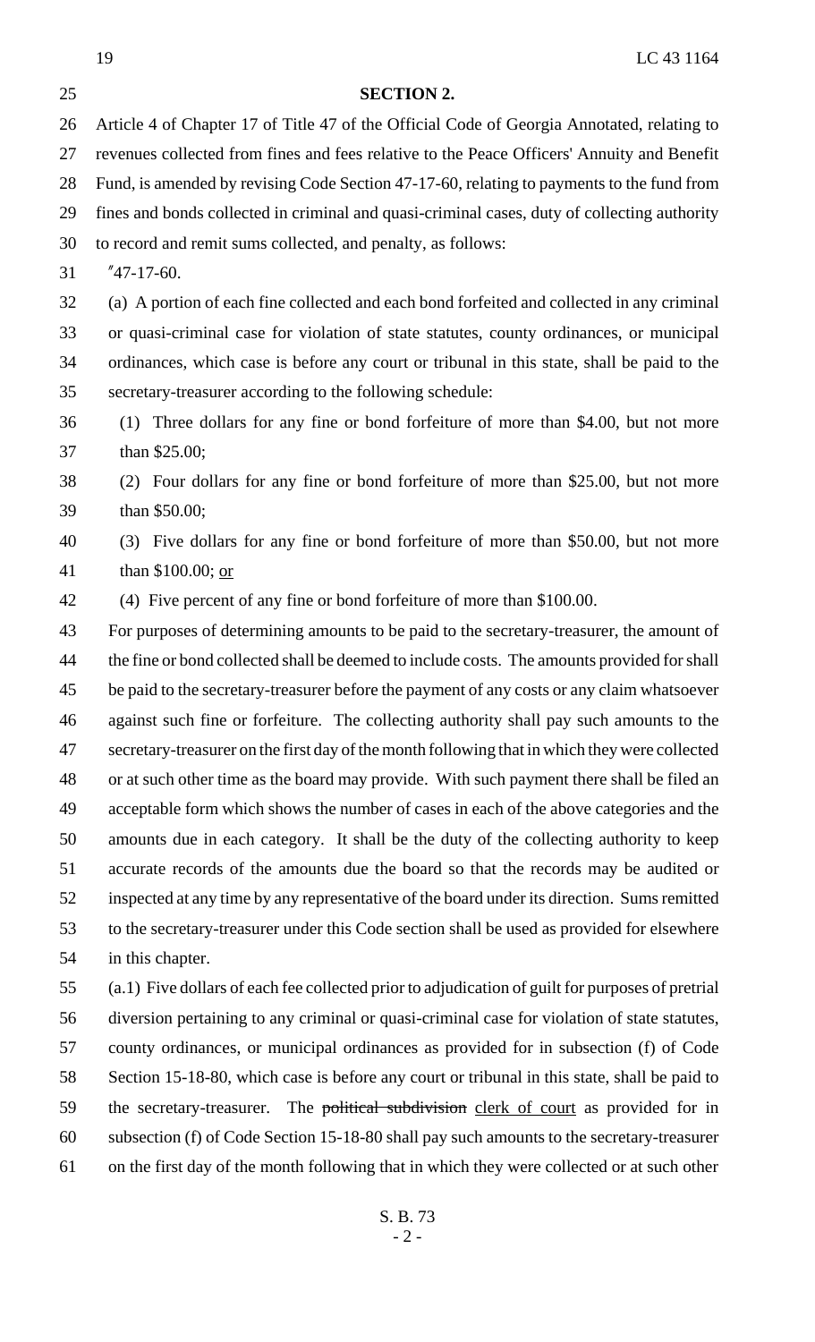**SECTION 2.**

Article 4 of Chapter 17 of Title 47 of the Official Code of Georgia Annotated, relating to revenues collected from fines and fees relative to the Peace Officers' Annuity and Benefit Fund, is amended by revising Code Section 47-17-60, relating to payments to the fund from fines and bonds collected in criminal and quasi-criminal cases, duty of collecting authority to record and remit sums collected, and penalty, as follows:

"47-17-60.

(a) A portion of each fine collected and each bond forfeited and collected in any criminal or quasi-criminal case for violation of state statutes, county ordinances, or municipal ordinances, which case is before any court or tribunal in this state, shall be paid to the secretary-treasurer according to the following schedule:

(1) Three dollars for any fine or bond forfeiture of more than $4.00, but not more than $25.00;

(2) Four dollars for any fine or bond forfeiture of more than $25.00, but not more than $50.00;

(3) Five dollars for any fine or bond forfeiture of more than $50.00, but not more than $100.00; <u>or</u>

(4) Five percent of any fine or bond forfeiture of more than $100.00.

For purposes of determining amounts to be paid to the secretary-treasurer, the amount of the fine or bond collected shall be deemed to include costs. The amounts provided for shall be paid to the secretary-treasurer before the payment of any costs or any claim whatsoever against such fine or forfeiture. The collecting authority shall pay such amounts to the secretary-treasurer on the first day of the month following that in which they were collected or at such other time as the board may provide. With such payment there shall be filed an acceptable form which shows the number of cases in each of the above categories and the amounts due in each category. It shall be the duty of the collecting authority to keep accurate records of the amounts due the board so that the records may be audited or inspected at any time by any representative of the board under its direction. Sums remitted to the secretary-treasurer under this Code section shall be used as provided for elsewhere in this chapter.

(a.1) Five dollars of each fee collected prior to adjudication of guilt for purposes of pretrial diversion pertaining to any criminal or quasi-criminal case for violation of state statutes, county ordinances, or municipal ordinances as provided for in subsection (f) of Code Section 15-18-80, which case is before any court or tribunal in this state, shall be paid to the secretary-treasurer. The ~~political subdivision~~ <u>clerk of court</u> as provided for in subsection (f) of Code Section 15-18-80 shall pay such amounts to the secretary-treasurer on the first day of the month following that in which they were collected or at such other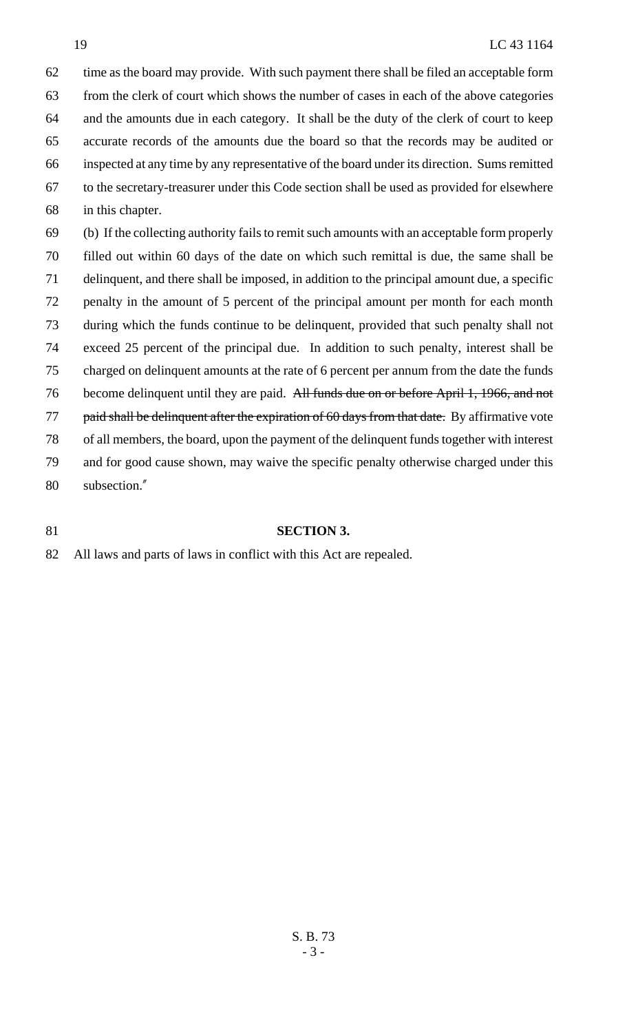time as the board may provide. With such payment there shall be filed an acceptable form from the clerk of court which shows the number of cases in each of the above categories and the amounts due in each category. It shall be the duty of the clerk of court to keep accurate records of the amounts due the board so that the records may be audited or inspected at any time by any representative of the board under its direction. Sums remitted to the secretary-treasurer under this Code section shall be used as provided for elsewhere in this chapter.

(b) If the collecting authority fails to remit such amounts with an acceptable form properly filled out within 60 days of the date on which such remittal is due, the same shall be delinquent, and there shall be imposed, in addition to the principal amount due, a specific penalty in the amount of 5 percent of the principal amount per month for each month during which the funds continue to be delinquent, provided that such penalty shall not exceed 25 percent of the principal due. In addition to such penalty, interest shall be charged on delinquent amounts at the rate of 6 percent per annum from the date the funds become delinquent until they are paid. ~~All funds due on or before April 1, 1966, and not paid shall be delinquent after the expiration of 60 days from that date.~~ By affirmative vote of all members, the board, upon the payment of the delinquent funds together with interest and for good cause shown, may waive the specific penalty otherwise charged under this subsection."

**SECTION 3.**

All laws and parts of laws in conflict with this Act are repealed.